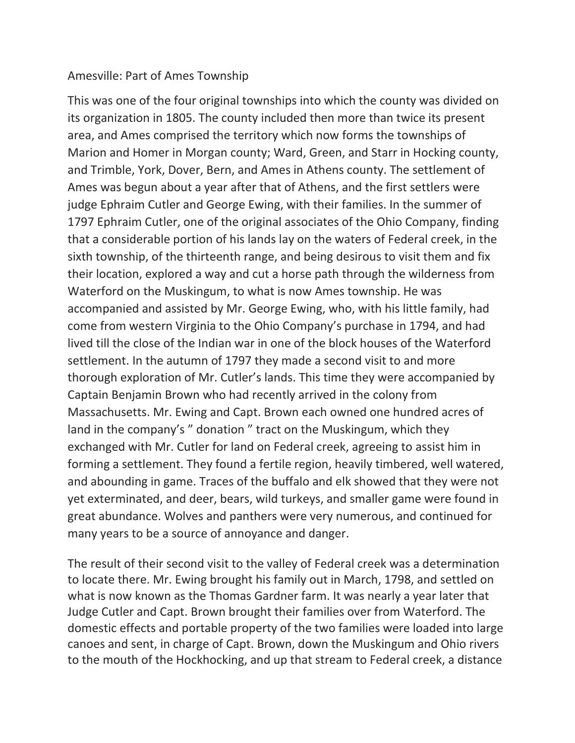# Amesville: Part of Ames Township

This was one of the four original townships into which the county was divided on its organization in 1805. The county included then more than twice its present area, and Ames comprised the territory which now forms the townships of Marion and Homer in Morgan county; Ward, Green, and Starr in Hocking county, and Trimble, York, Dover, Bern, and Ames in Athens county. The settlement of Ames was begun about a year after that of Athens, and the first settlers were judge Ephraim Cutler and George Ewing, with their families. In the summer of 1797 Ephraim Cutler, one of the original associates of the Ohio Company, finding that a considerable portion of his lands lay on the waters of Federal creek, in the sixth township, of the thirteenth range, and being desirous to visit them and fix their location, explored a way and cut a horse path through the wilderness from Waterford on the Muskingum, to what is now Ames township. He was accompanied and assisted by Mr. George Ewing, who, with his little family, had come from western Virginia to the Ohio Company's purchase in 1794, and had lived till the close of the Indian war in one of the block houses of the Waterford settlement. In the autumn of 1797 they made a second visit to and more thorough exploration of Mr. Cutler's lands. This time they were accompanied by Captain Benjamin Brown who had recently arrived in the colony from Massachusetts. Mr. Ewing and Capt. Brown each owned one hundred acres of land in the company's " donation " tract on the Muskingum, which they exchanged with Mr. Cutler for land on Federal creek, agreeing to assist him in forming a settlement. They found a fertile region, heavily timbered, well watered, and abounding in game. Traces of the buffalo and elk showed that they were not yet exterminated, and deer, bears, wild turkeys, and smaller game were found in great abundance. Wolves and panthers were very numerous, and continued for many years to be a source of annoyance and danger.

The result of their second visit to the valley of Federal creek was a determination to locate there. Mr. Ewing brought his family out in March, 1798, and settled on what is now known as the Thomas Gardner farm. It was nearly a year later that Judge Cutler and Capt. Brown brought their families over from Waterford. The domestic effects and portable property of the two families were loaded into large canoes and sent, in charge of Capt. Brown, down the Muskingum and Ohio rivers to the mouth of the Hockhocking, and up that stream to Federal creek, a distance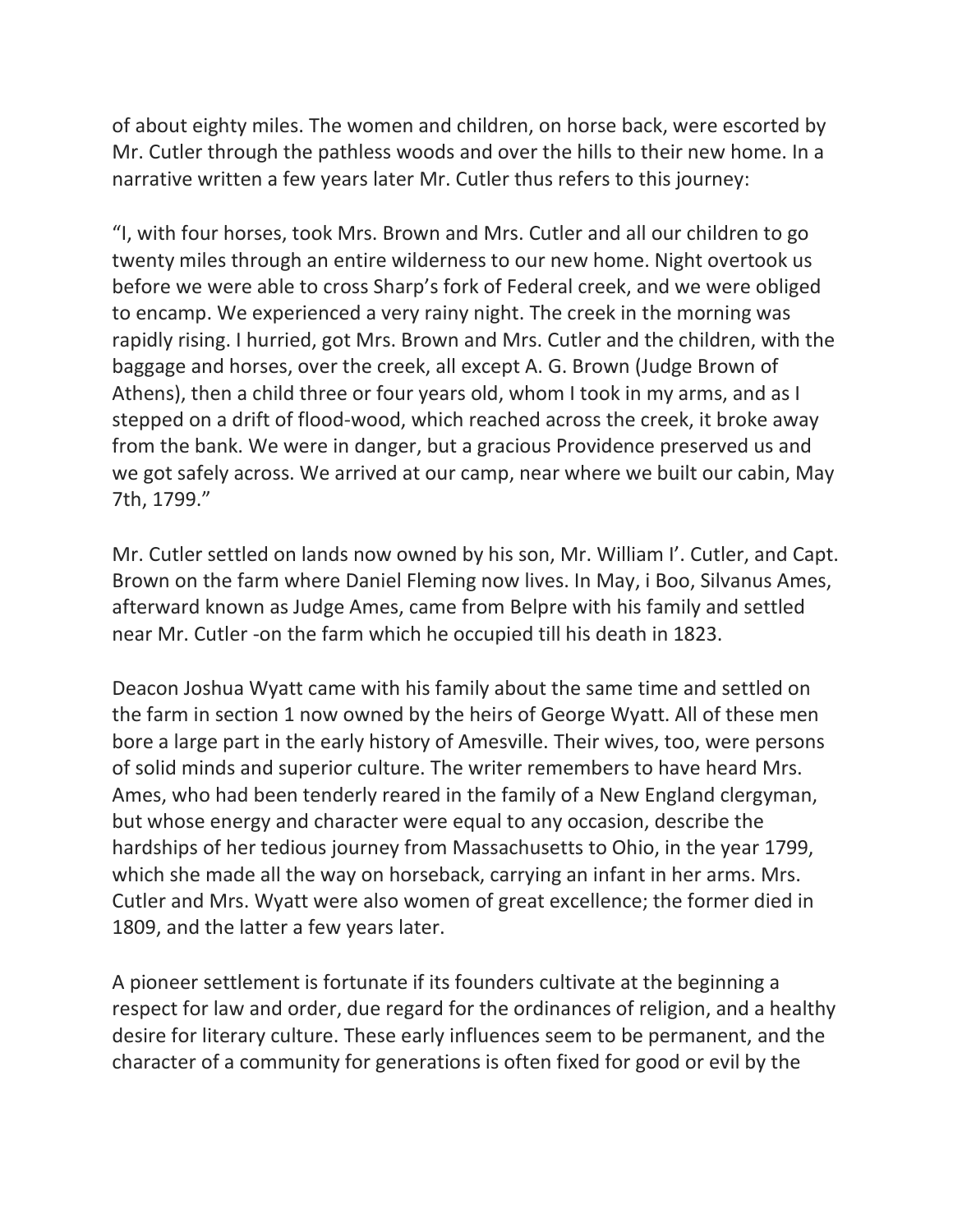of about eighty miles. The women and children, on horse back, were escorted by Mr. Cutler through the pathless woods and over the hills to their new home. In a narrative written a few years later Mr. Cutler thus refers to this journey:

"I, with four horses, took Mrs. Brown and Mrs. Cutler and all our children to go twenty miles through an entire wilderness to our new home. Night overtook us before we were able to cross Sharp's fork of Federal creek, and we were obliged to encamp. We experienced a very rainy night. The creek in the morning was rapidly rising. I hurried, got Mrs. Brown and Mrs. Cutler and the children, with the baggage and horses, over the creek, all except A. G. Brown (Judge Brown of Athens), then a child three or four years old, whom I took in my arms, and as I stepped on a drift of flood-wood, which reached across the creek, it broke away from the bank. We were in danger, but a gracious Providence preserved us and we got safely across. We arrived at our camp, near where we built our cabin, May 7th, 1799."

Mr. Cutler settled on lands now owned by his son, Mr. William I'. Cutler, and Capt. Brown on the farm where Daniel Fleming now lives. In May, i Boo, Silvanus Ames, afterward known as Judge Ames, came from Belpre with his family and settled near Mr. Cutler -on the farm which he occupied till his death in 1823.

Deacon Joshua Wyatt came with his family about the same time and settled on the farm in section 1 now owned by the heirs of George Wyatt. All of these men bore a large part in the early history of Amesville. Their wives, too, were persons of solid minds and superior culture. The writer remembers to have heard Mrs. Ames, who had been tenderly reared in the family of a New England clergyman, but whose energy and character were equal to any occasion, describe the hardships of her tedious journey from Massachusetts to Ohio, in the year 1799, which she made all the way on horseback, carrying an infant in her arms. Mrs. Cutler and Mrs. Wyatt were also women of great excellence; the former died in 1809, and the latter a few years later.

A pioneer settlement is fortunate if its founders cultivate at the beginning a respect for law and order, due regard for the ordinances of religion, and a healthy desire for literary culture. These early influences seem to be permanent, and the character of a community for generations is often fixed for good or evil by the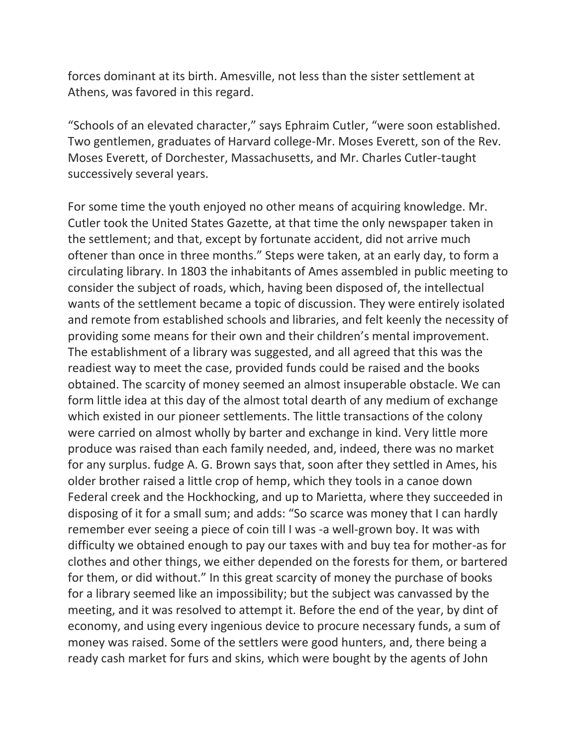forces dominant at its birth. Amesville, not less than the sister settlement at Athens, was favored in this regard.

“Schools of an elevated character,” says Ephraim Cutler, “were soon established. Two gentlemen, graduates of Harvard college-Mr. Moses Everett, son of the Rev. Moses Everett, of Dorchester, Massachusetts, and Mr. Charles Cutler-taught successively several years.

For some time the youth enjoyed no other means of acquiring knowledge. Mr. Cutler took the United States Gazette, at that time the only newspaper taken in the settlement; and that, except by fortunate accident, did not arrive much oftener than once in three months.” Steps were taken, at an early day, to form a circulating library. In 1803 the inhabitants of Ames assembled in public meeting to consider the subject of roads, which, having been disposed of, the intellectual wants of the settlement became a topic of discussion. They were entirely isolated and remote from established schools and libraries, and felt keenly the necessity of providing some means for their own and their children’s mental improvement. The establishment of a library was suggested, and all agreed that this was the readiest way to meet the case, provided funds could be raised and the books obtained. The scarcity of money seemed an almost insuperable obstacle. We can form little idea at this day of the almost total dearth of any medium of exchange which existed in our pioneer settlements. The little transactions of the colony were carried on almost wholly by barter and exchange in kind. Very little more produce was raised than each family needed, and, indeed, there was no market for any surplus. fudge A. G. Brown says that, soon after they settled in Ames, his older brother raised a little crop of hemp, which they tools in a canoe down Federal creek and the Hockhocking, and up to Marietta, where they succeeded in disposing of it for a small sum; and adds: “So scarce was money that I can hardly remember ever seeing a piece of coin till I was -a well-grown boy. It was with difficulty we obtained enough to pay our taxes with and buy tea for mother-as for clothes and other things, we either depended on the forests for them, or bartered for them, or did without.” In this great scarcity of money the purchase of books for a library seemed like an impossibility; but the subject was canvassed by the meeting, and it was resolved to attempt it. Before the end of the year, by dint of economy, and using every ingenious device to procure necessary funds, a sum of money was raised. Some of the settlers were good hunters, and, there being a ready cash market for furs and skins, which were bought by the agents of John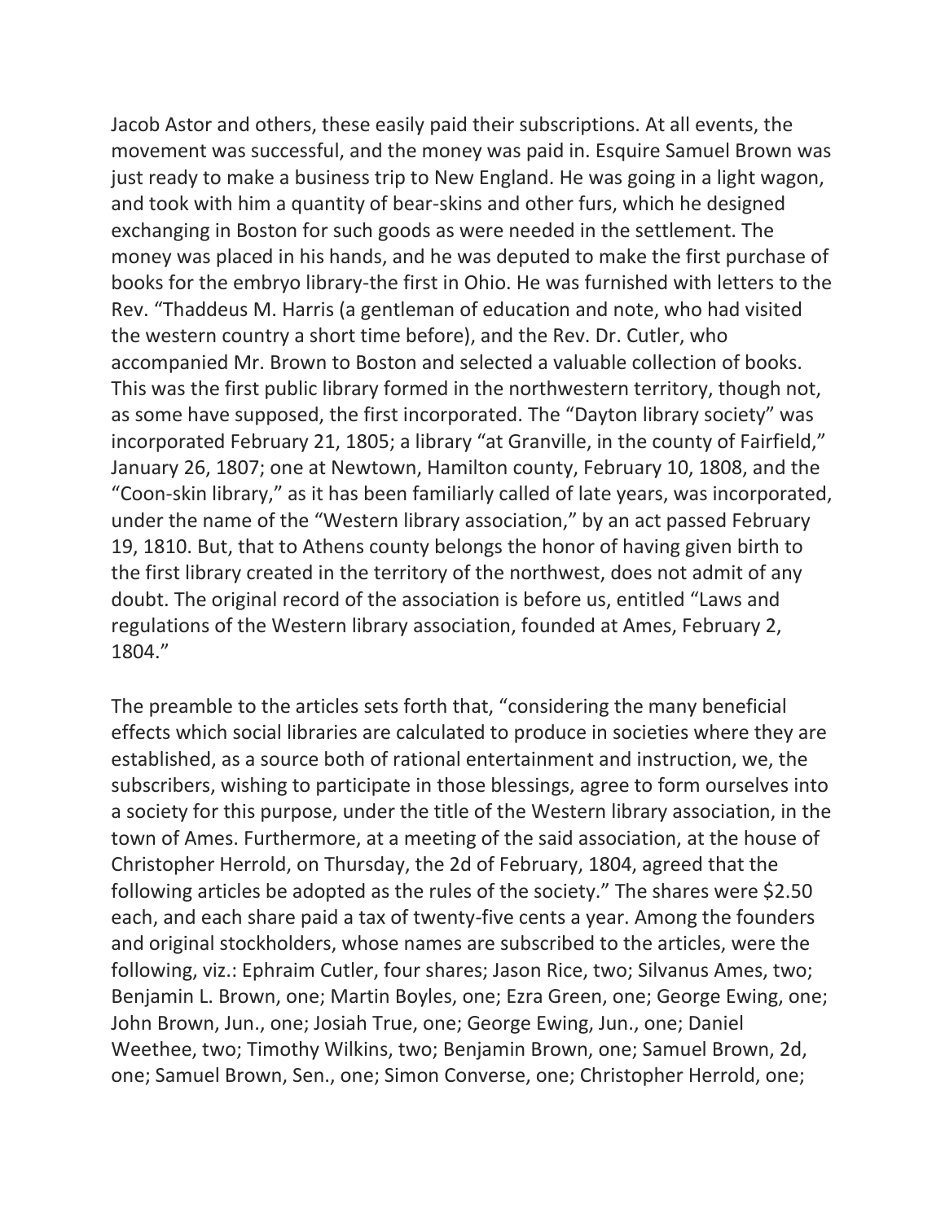Jacob Astor and others, these easily paid their subscriptions. At all events, the movement was successful, and the money was paid in. Esquire Samuel Brown was just ready to make a business trip to New England. He was going in a light wagon, and took with him a quantity of bear-skins and other furs, which he designed exchanging in Boston for such goods as were needed in the settlement. The money was placed in his hands, and he was deputed to make the first purchase of books for the embryo library-the first in Ohio. He was furnished with letters to the Rev. "Thaddeus M. Harris (a gentleman of education and note, who had visited the western country a short time before), and the Rev. Dr. Cutler, who accompanied Mr. Brown to Boston and selected a valuable collection of books. This was the first public library formed in the northwestern territory, though not, as some have supposed, the first incorporated. The "Dayton library society" was incorporated February 21, 1805; a library "at Granville, in the county of Fairfield," January 26, 1807; one at Newtown, Hamilton county, February 10, 1808, and the "Coon-skin library," as it has been familiarly called of late years, was incorporated, under the name of the "Western library association," by an act passed February 19, 1810. But, that to Athens county belongs the honor of having given birth to the first library created in the territory of the northwest, does not admit of any doubt. The original record of the association is before us, entitled "Laws and regulations of the Western library association, founded at Ames, February 2, 1804."

The preamble to the articles sets forth that, "considering the many beneficial effects which social libraries are calculated to produce in societies where they are established, as a source both of rational entertainment and instruction, we, the subscribers, wishing to participate in those blessings, agree to form ourselves into a society for this purpose, under the title of the Western library association, in the town of Ames. Furthermore, at a meeting of the said association, at the house of Christopher Herrold, on Thursday, the 2d of February, 1804, agreed that the following articles be adopted as the rules of the society." The shares were $2.50 each, and each share paid a tax of twenty-five cents a year. Among the founders and original stockholders, whose names are subscribed to the articles, were the following, viz.: Ephraim Cutler, four shares; Jason Rice, two; Silvanus Ames, two; Benjamin L. Brown, one; Martin Boyles, one; Ezra Green, one; George Ewing, one; John Brown, Jun., one; Josiah True, one; George Ewing, Jun., one; Daniel Weethee, two; Timothy Wilkins, two; Benjamin Brown, one; Samuel Brown, 2d, one; Samuel Brown, Sen., one; Simon Converse, one; Christopher Herrold, one;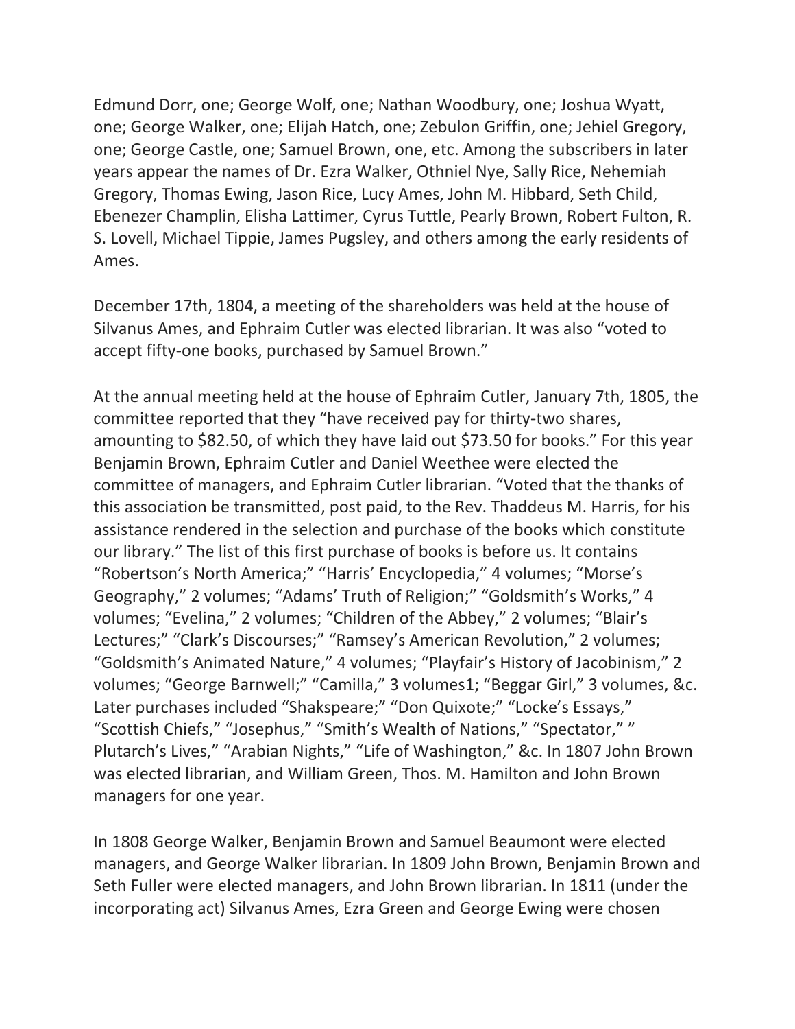Edmund Dorr, one; George Wolf, one; Nathan Woodbury, one; Joshua Wyatt, one; George Walker, one; Elijah Hatch, one; Zebulon Griffin, one; Jehiel Gregory, one; George Castle, one; Samuel Brown, one, etc. Among the subscribers in later years appear the names of Dr. Ezra Walker, Othniel Nye, Sally Rice, Nehemiah Gregory, Thomas Ewing, Jason Rice, Lucy Ames, John M. Hibbard, Seth Child, Ebenezer Champlin, Elisha Lattimer, Cyrus Tuttle, Pearly Brown, Robert Fulton, R. S. Lovell, Michael Tippie, James Pugsley, and others among the early residents of Ames.

December 17th, 1804, a meeting of the shareholders was held at the house of Silvanus Ames, and Ephraim Cutler was elected librarian. It was also "voted to accept fifty-one books, purchased by Samuel Brown."

At the annual meeting held at the house of Ephraim Cutler, January 7th, 1805, the committee reported that they "have received pay for thirty-two shares, amounting to $82.50, of which they have laid out $73.50 for books." For this year Benjamin Brown, Ephraim Cutler and Daniel Weethee were elected the committee of managers, and Ephraim Cutler librarian. "Voted that the thanks of this association be transmitted, post paid, to the Rev. Thaddeus M. Harris, for his assistance rendered in the selection and purchase of the books which constitute our library." The list of this first purchase of books is before us. It contains "Robertson's North America;" "Harris' Encyclopedia," 4 volumes; "Morse's Geography," 2 volumes; "Adams' Truth of Religion;" "Goldsmith's Works," 4 volumes; "Evelina," 2 volumes; "Children of the Abbey," 2 volumes; "Blair's Lectures;" "Clark's Discourses;" "Ramsey's American Revolution," 2 volumes; "Goldsmith's Animated Nature," 4 volumes; "Playfair's History of Jacobinism," 2 volumes; "George Barnwell;" "Camilla," 3 volumes1; "Beggar Girl," 3 volumes, &c. Later purchases included "Shakspeare;" "Don Quixote;" "Locke's Essays," "Scottish Chiefs," "Josephus," "Smith's Wealth of Nations," "Spectator," " Plutarch's Lives," "Arabian Nights," "Life of Washington," &c. In 1807 John Brown was elected librarian, and William Green, Thos. M. Hamilton and John Brown managers for one year.

In 1808 George Walker, Benjamin Brown and Samuel Beaumont were elected managers, and George Walker librarian. In 1809 John Brown, Benjamin Brown and Seth Fuller were elected managers, and John Brown librarian. In 1811 (under the incorporating act) Silvanus Ames, Ezra Green and George Ewing were chosen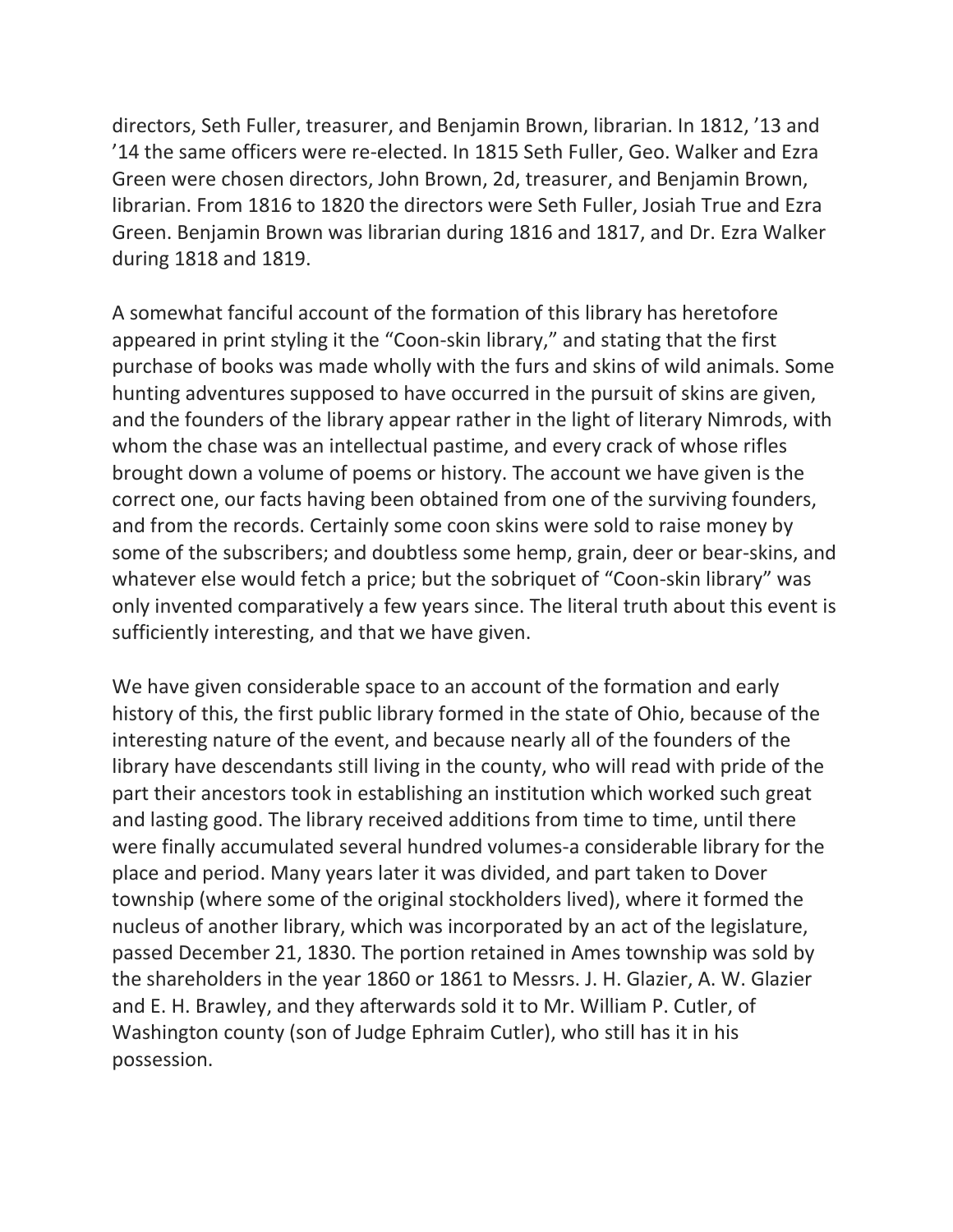directors, Seth Fuller, treasurer, and Benjamin Brown, librarian. In 1812, '13 and '14 the same officers were re-elected. In 1815 Seth Fuller, Geo. Walker and Ezra Green were chosen directors, John Brown, 2d, treasurer, and Benjamin Brown, librarian. From 1816 to 1820 the directors were Seth Fuller, Josiah True and Ezra Green. Benjamin Brown was librarian during 1816 and 1817, and Dr. Ezra Walker during 1818 and 1819.

A somewhat fanciful account of the formation of this library has heretofore appeared in print styling it the "Coon-skin library," and stating that the first purchase of books was made wholly with the furs and skins of wild animals. Some hunting adventures supposed to have occurred in the pursuit of skins are given, and the founders of the library appear rather in the light of literary Nimrods, with whom the chase was an intellectual pastime, and every crack of whose rifles brought down a volume of poems or history. The account we have given is the correct one, our facts having been obtained from one of the surviving founders, and from the records. Certainly some coon skins were sold to raise money by some of the subscribers; and doubtless some hemp, grain, deer or bear-skins, and whatever else would fetch a price; but the sobriquet of "Coon-skin library" was only invented comparatively a few years since. The literal truth about this event is sufficiently interesting, and that we have given.

We have given considerable space to an account of the formation and early history of this, the first public library formed in the state of Ohio, because of the interesting nature of the event, and because nearly all of the founders of the library have descendants still living in the county, who will read with pride of the part their ancestors took in establishing an institution which worked such great and lasting good. The library received additions from time to time, until there were finally accumulated several hundred volumes-a considerable library for the place and period. Many years later it was divided, and part taken to Dover township (where some of the original stockholders lived), where it formed the nucleus of another library, which was incorporated by an act of the legislature, passed December 21, 1830. The portion retained in Ames township was sold by the shareholders in the year 1860 or 1861 to Messrs. J. H. Glazier, A. W. Glazier and E. H. Brawley, and they afterwards sold it to Mr. William P. Cutler, of Washington county (son of Judge Ephraim Cutler), who still has it in his possession.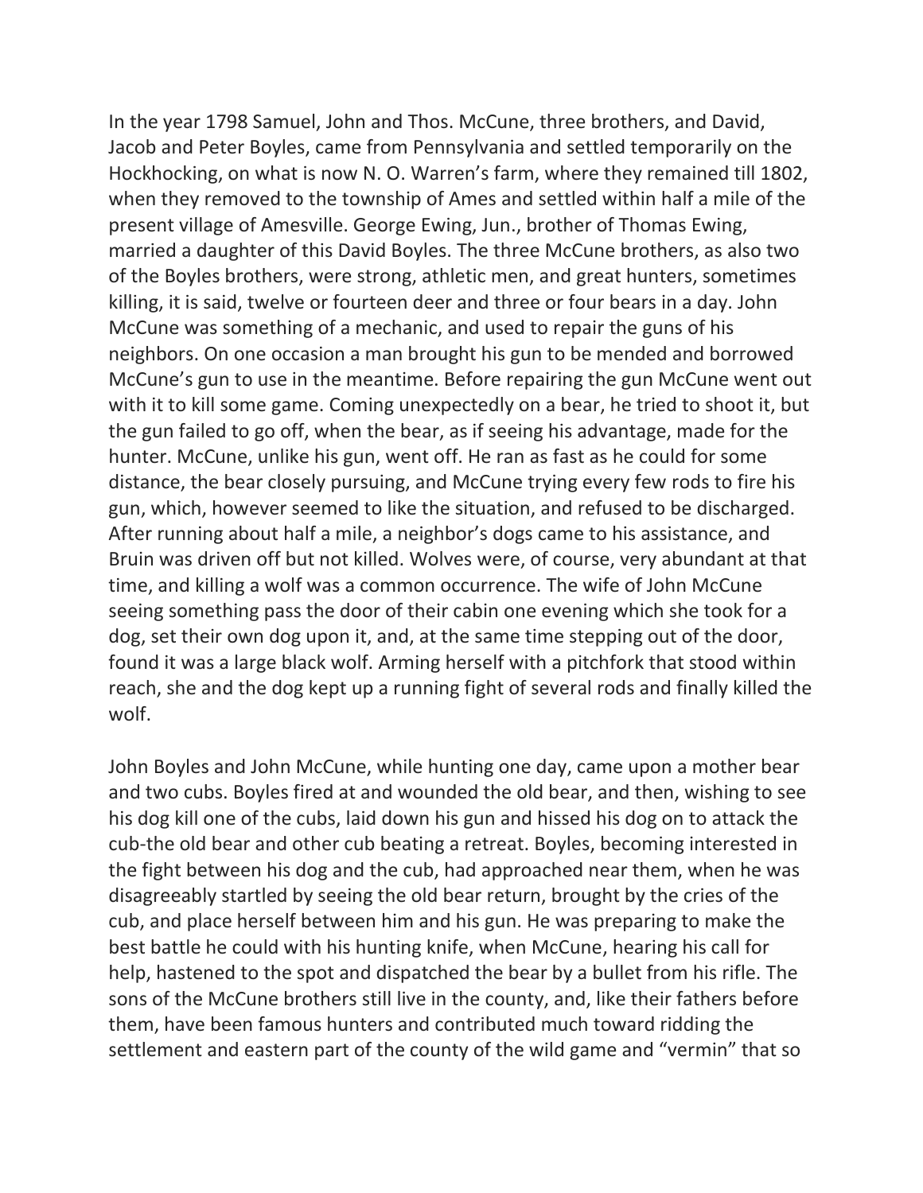In the year 1798 Samuel, John and Thos. McCune, three brothers, and David, Jacob and Peter Boyles, came from Pennsylvania and settled temporarily on the Hockhocking, on what is now N. O. Warren's farm, where they remained till 1802, when they removed to the township of Ames and settled within half a mile of the present village of Amesville. George Ewing, Jun., brother of Thomas Ewing, married a daughter of this David Boyles. The three McCune brothers, as also two of the Boyles brothers, were strong, athletic men, and great hunters, sometimes killing, it is said, twelve or fourteen deer and three or four bears in a day. John McCune was something of a mechanic, and used to repair the guns of his neighbors. On one occasion a man brought his gun to be mended and borrowed McCune's gun to use in the meantime. Before repairing the gun McCune went out with it to kill some game. Coming unexpectedly on a bear, he tried to shoot it, but the gun failed to go off, when the bear, as if seeing his advantage, made for the hunter. McCune, unlike his gun, went off. He ran as fast as he could for some distance, the bear closely pursuing, and McCune trying every few rods to fire his gun, which, however seemed to like the situation, and refused to be discharged. After running about half a mile, a neighbor's dogs came to his assistance, and Bruin was driven off but not killed. Wolves were, of course, very abundant at that time, and killing a wolf was a common occurrence. The wife of John McCune seeing something pass the door of their cabin one evening which she took for a dog, set their own dog upon it, and, at the same time stepping out of the door, found it was a large black wolf. Arming herself with a pitchfork that stood within reach, she and the dog kept up a running fight of several rods and finally killed the wolf.

John Boyles and John McCune, while hunting one day, came upon a mother bear and two cubs. Boyles fired at and wounded the old bear, and then, wishing to see his dog kill one of the cubs, laid down his gun and hissed his dog on to attack the cub-the old bear and other cub beating a retreat. Boyles, becoming interested in the fight between his dog and the cub, had approached near them, when he was disagreeably startled by seeing the old bear return, brought by the cries of the cub, and place herself between him and his gun. He was preparing to make the best battle he could with his hunting knife, when McCune, hearing his call for help, hastened to the spot and dispatched the bear by a bullet from his rifle. The sons of the McCune brothers still live in the county, and, like their fathers before them, have been famous hunters and contributed much toward ridding the settlement and eastern part of the county of the wild game and "vermin" that so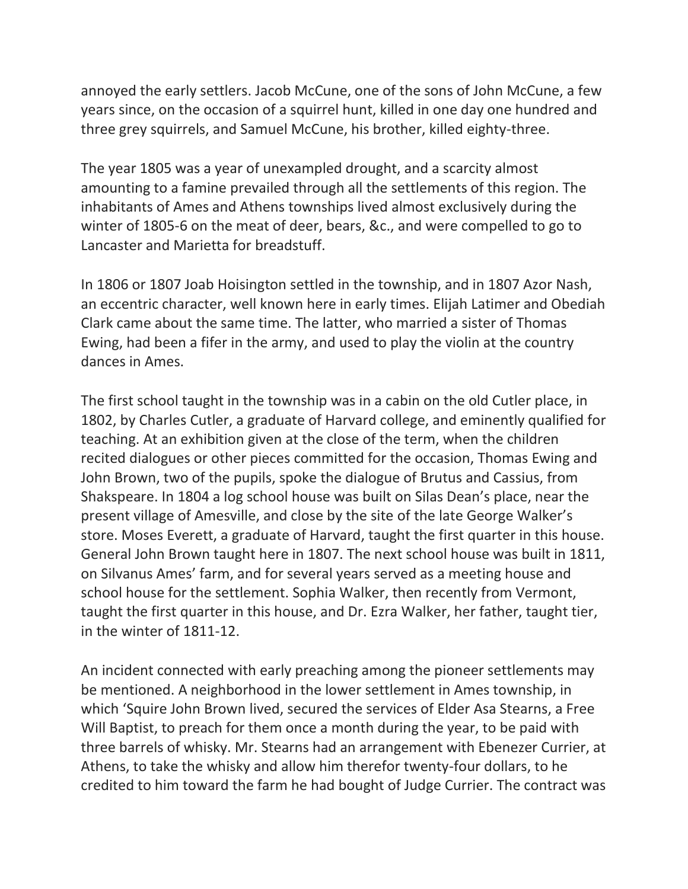annoyed the early settlers. Jacob McCune, one of the sons of John McCune, a few years since, on the occasion of a squirrel hunt, killed in one day one hundred and three grey squirrels, and Samuel McCune, his brother, killed eighty-three.

The year 1805 was a year of unexampled drought, and a scarcity almost amounting to a famine prevailed through all the settlements of this region. The inhabitants of Ames and Athens townships lived almost exclusively during the winter of 1805-6 on the meat of deer, bears, &c., and were compelled to go to Lancaster and Marietta for breadstuff.

In 1806 or 1807 Joab Hoisington settled in the township, and in 1807 Azor Nash, an eccentric character, well known here in early times. Elijah Latimer and Obediah Clark came about the same time. The latter, who married a sister of Thomas Ewing, had been a fifer in the army, and used to play the violin at the country dances in Ames.

The first school taught in the township was in a cabin on the old Cutler place, in 1802, by Charles Cutler, a graduate of Harvard college, and eminently qualified for teaching. At an exhibition given at the close of the term, when the children recited dialogues or other pieces committed for the occasion, Thomas Ewing and John Brown, two of the pupils, spoke the dialogue of Brutus and Cassius, from Shakspeare. In 1804 a log school house was built on Silas Dean's place, near the present village of Amesville, and close by the site of the late George Walker's store. Moses Everett, a graduate of Harvard, taught the first quarter in this house. General John Brown taught here in 1807. The next school house was built in 1811, on Silvanus Ames' farm, and for several years served as a meeting house and school house for the settlement. Sophia Walker, then recently from Vermont, taught the first quarter in this house, and Dr. Ezra Walker, her father, taught tier, in the winter of 1811-12.

An incident connected with early preaching among the pioneer settlements may be mentioned. A neighborhood in the lower settlement in Ames township, in which 'Squire John Brown lived, secured the services of Elder Asa Stearns, a Free Will Baptist, to preach for them once a month during the year, to be paid with three barrels of whisky. Mr. Stearns had an arrangement with Ebenezer Currier, at Athens, to take the whisky and allow him therefor twenty-four dollars, to he credited to him toward the farm he had bought of Judge Currier. The contract was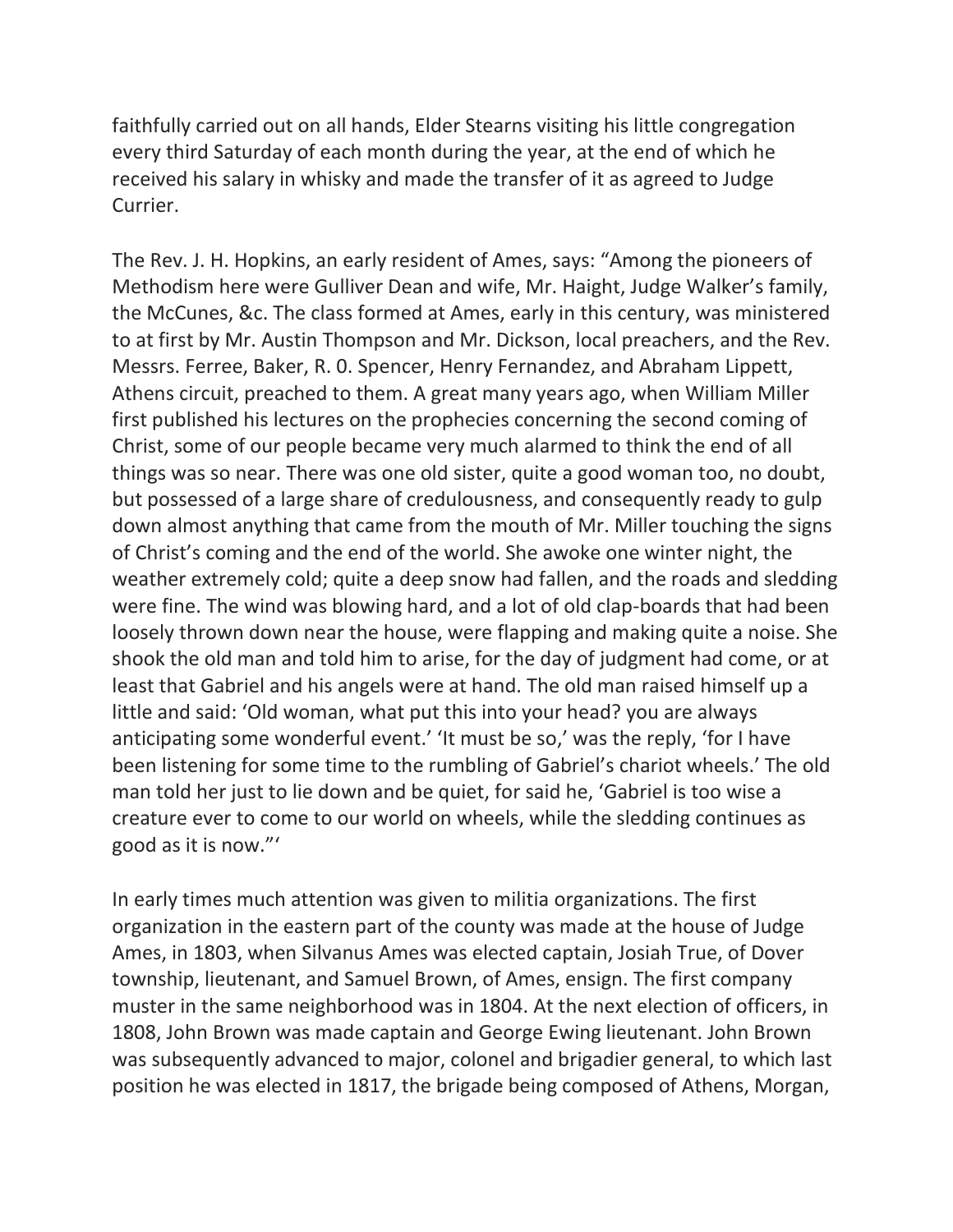faithfully carried out on all hands, Elder Stearns visiting his little congregation every third Saturday of each month during the year, at the end of which he received his salary in whisky and made the transfer of it as agreed to Judge Currier.

The Rev. J. H. Hopkins, an early resident of Ames, says: "Among the pioneers of Methodism here were Gulliver Dean and wife, Mr. Haight, Judge Walker's family, the McCunes, &c. The class formed at Ames, early in this century, was ministered to at first by Mr. Austin Thompson and Mr. Dickson, local preachers, and the Rev. Messrs. Ferree, Baker, R. 0. Spencer, Henry Fernandez, and Abraham Lippett, Athens circuit, preached to them. A great many years ago, when William Miller first published his lectures on the prophecies concerning the second coming of Christ, some of our people became very much alarmed to think the end of all things was so near. There was one old sister, quite a good woman too, no doubt, but possessed of a large share of credulousness, and consequently ready to gulp down almost anything that came from the mouth of Mr. Miller touching the signs of Christ's coming and the end of the world. She awoke one winter night, the weather extremely cold; quite a deep snow had fallen, and the roads and sledding were fine. The wind was blowing hard, and a lot of old clap-boards that had been loosely thrown down near the house, were flapping and making quite a noise. She shook the old man and told him to arise, for the day of judgment had come, or at least that Gabriel and his angels were at hand. The old man raised himself up a little and said: 'Old woman, what put this into your head? you are always anticipating some wonderful event.' 'It must be so,' was the reply, 'for I have been listening for some time to the rumbling of Gabriel's chariot wheels.' The old man told her just to lie down and be quiet, for said he, 'Gabriel is too wise a creature ever to come to our world on wheels, while the sledding continues as good as it is now."'

In early times much attention was given to militia organizations. The first organization in the eastern part of the county was made at the house of Judge Ames, in 1803, when Silvanus Ames was elected captain, Josiah True, of Dover township, lieutenant, and Samuel Brown, of Ames, ensign. The first company muster in the same neighborhood was in 1804. At the next election of officers, in 1808, John Brown was made captain and George Ewing lieutenant. John Brown was subsequently advanced to major, colonel and brigadier general, to which last position he was elected in 1817, the brigade being composed of Athens, Morgan,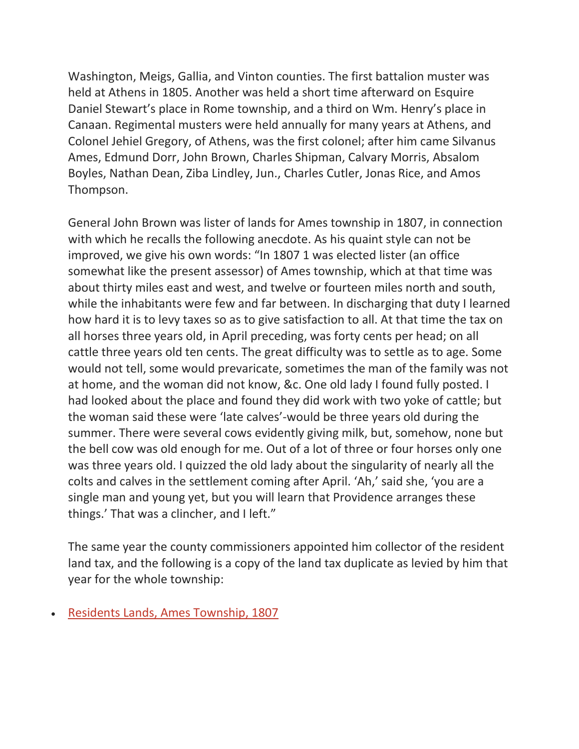Washington, Meigs, Gallia, and Vinton counties. The first battalion muster was held at Athens in 1805. Another was held a short time afterward on Esquire Daniel Stewart's place in Rome township, and a third on Wm. Henry's place in Canaan. Regimental musters were held annually for many years at Athens, and Colonel Jehiel Gregory, of Athens, was the first colonel; after him came Silvanus Ames, Edmund Dorr, John Brown, Charles Shipman, Calvary Morris, Absalom Boyles, Nathan Dean, Ziba Lindley, Jun., Charles Cutler, Jonas Rice, and Amos Thompson.

General John Brown was lister of lands for Ames township in 1807, in connection with which he recalls the following anecdote. As his quaint style can not be improved, we give his own words: "In 1807 1 was elected lister (an office somewhat like the present assessor) of Ames township, which at that time was about thirty miles east and west, and twelve or fourteen miles north and south, while the inhabitants were few and far between. In discharging that duty I learned how hard it is to levy taxes so as to give satisfaction to all. At that time the tax on all horses three years old, in April preceding, was forty cents per head; on all cattle three years old ten cents. The great difficulty was to settle as to age. Some would not tell, some would prevaricate, sometimes the man of the family was not at home, and the woman did not know, &c. One old lady I found fully posted. I had looked about the place and found they did work with two yoke of cattle; but the woman said these were 'late calves'-would be three years old during the summer. There were several cows evidently giving milk, but, somehow, none but the bell cow was old enough for me. Out of a lot of three or four horses only one was three years old. I quizzed the old lady about the singularity of nearly all the colts and calves in the settlement coming after April. 'Ah,' said she, 'you are a single man and young yet, but you will learn that Providence arranges these things.' That was a clincher, and I left."

The same year the county commissioners appointed him collector of the resident land tax, and the following is a copy of the land tax duplicate as levied by him that year for the whole township:

- Residents Lands, Ames Township, 1807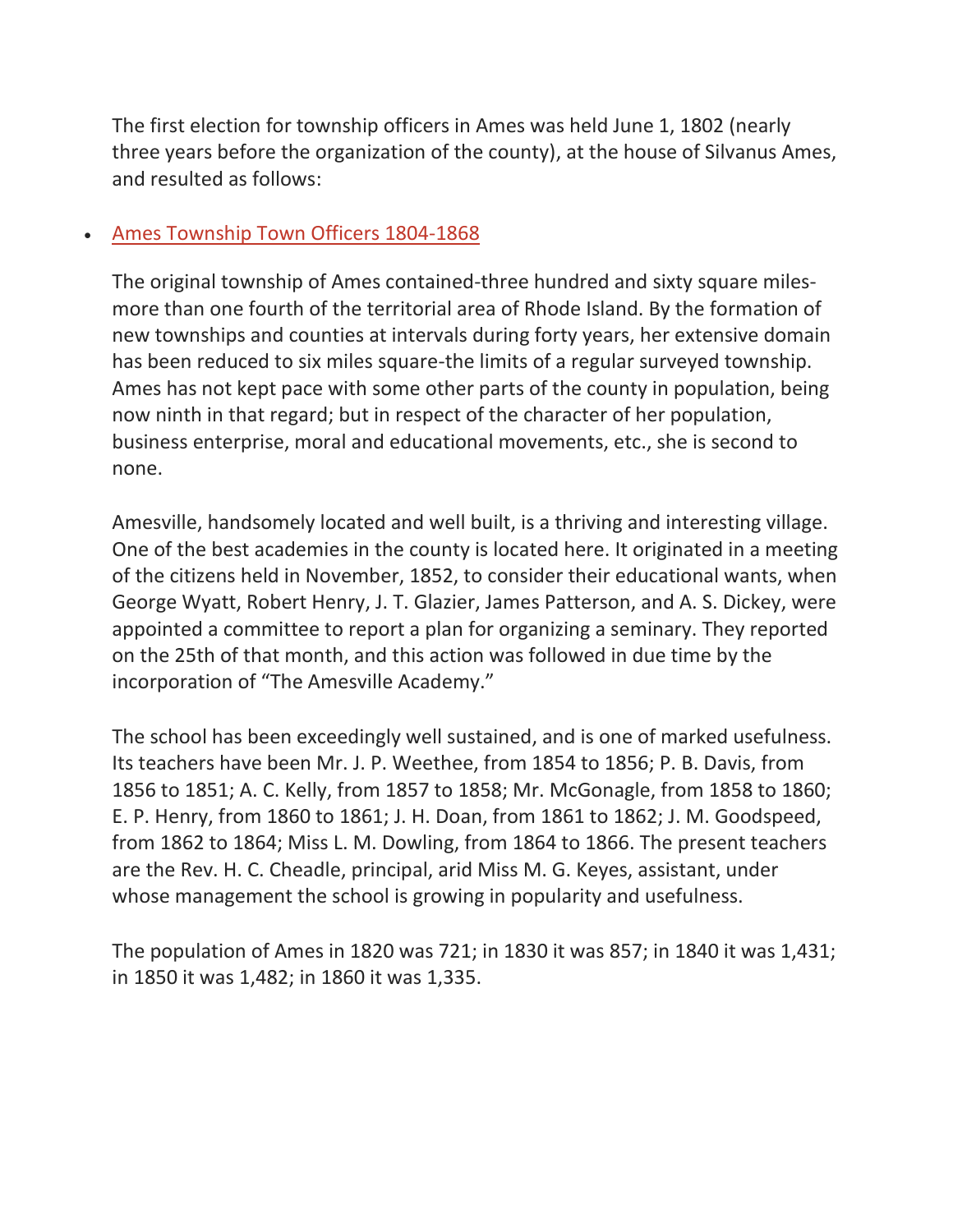The first election for township officers in Ames was held June 1, 1802 (nearly three years before the organization of the county), at the house of Silvanus Ames, and resulted as follows:

- Ames Township Town Officers 1804-1868

The original township of Ames contained-three hundred and sixty square miles-more than one fourth of the territorial area of Rhode Island. By the formation of new townships and counties at intervals during forty years, her extensive domain has been reduced to six miles square-the limits of a regular surveyed township. Ames has not kept pace with some other parts of the county in population, being now ninth in that regard; but in respect of the character of her population, business enterprise, moral and educational movements, etc., she is second to none.

Amesville, handsomely located and well built, is a thriving and interesting village. One of the best academies in the county is located here. It originated in a meeting of the citizens held in November, 1852, to consider their educational wants, when George Wyatt, Robert Henry, J. T. Glazier, James Patterson, and A. S. Dickey, were appointed a committee to report a plan for organizing a seminary. They reported on the 25th of that month, and this action was followed in due time by the incorporation of "The Amesville Academy."

The school has been exceedingly well sustained, and is one of marked usefulness. Its teachers have been Mr. J. P. Weethee, from 1854 to 1856; P. B. Davis, from 1856 to 1851; A. C. Kelly, from 1857 to 1858; Mr. McGonagle, from 1858 to 1860; E. P. Henry, from 1860 to 1861; J. H. Doan, from 1861 to 1862; J. M. Goodspeed, from 1862 to 1864; Miss L. M. Dowling, from 1864 to 1866. The present teachers are the Rev. H. C. Cheadle, principal, arid Miss M. G. Keyes, assistant, under whose management the school is growing in popularity and usefulness.

The population of Ames in 1820 was 721; in 1830 it was 857; in 1840 it was 1,431; in 1850 it was 1,482; in 1860 it was 1,335.